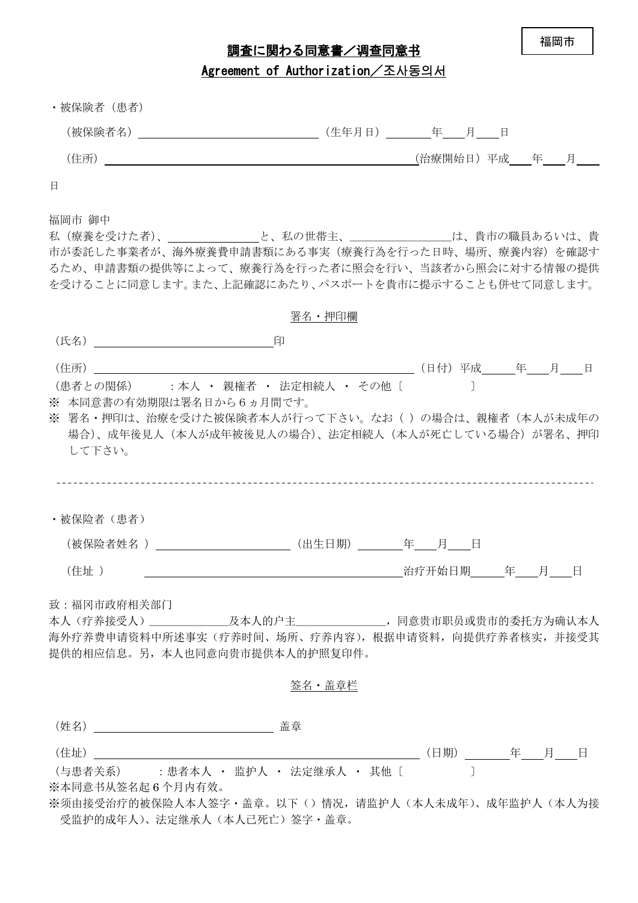福岡市

# 調査に関わる同意書／调查同意书

## Agreement of Authorization／조사동의서

・被保険者（患者）

（被保険者名）＿＿＿＿＿＿＿＿＿＿＿＿＿＿＿＿（生年月日）＿＿＿＿年＿＿月＿＿日

（住所）＿＿＿＿＿＿＿＿＿＿＿＿＿＿＿＿＿＿＿＿＿＿＿＿＿＿＿（治療開始日）平成＿＿年＿＿月＿＿日

福岡市 御中

私（療養を受けた者）、＿＿＿＿＿＿＿＿と、私の世帯主、＿＿＿＿＿＿＿＿＿は、貴市の職員あるいは、貴市が委託した事業者が、海外療養費申請書類にある事実（療養行為を行った日時、場所、療養内容）を確認するため、申請書類の提供等によって、療養行為を行った者に照会を行い、当該者から照会に対する情報の提供を受けることに同意します。また、上記確認にあたり、パスポートを貴市に提示することも併せて同意します。

署名・押印欄

（氏名）＿＿＿＿＿＿＿＿＿＿＿＿＿＿＿＿印

（住所）＿＿＿＿＿＿＿＿＿＿＿＿＿＿＿＿＿＿＿＿＿＿＿＿＿＿＿（日付）平成＿＿＿年＿＿月＿＿日

（患者との関係）　：本人 ・ 親権者 ・ 法定相続人 ・ その他〔　　　　　〕

※ 本同意書の有効期限は署名日から６ヵ月間です。

※ 署名・押印は、治療を受けた被保険者本人が行って下さい。なお（ ）の場合は、親権者（本人が未成年の場合）、成年後見人（本人が成年被後見人の場合）、法定相続人（本人が死亡している場合）が署名、押印して下さい。

---

・被保险者（患者）

（被保险者姓名 ）＿＿＿＿＿＿＿＿＿＿＿＿（出生日期）＿＿＿＿年＿＿月＿＿日

（住址 ）＿＿＿＿＿＿＿＿＿＿＿＿＿＿＿＿＿＿＿＿＿＿＿治疗开始日期＿＿＿年＿＿月＿＿日

致：福冈市政府相关部门

本人（疗养接受人）＿＿＿＿＿＿＿＿及本人的户主＿＿＿＿＿＿＿＿，同意贵市职员或贵市的委托方为确认本人海外疗养费申请资料中所述事实（疗养时间、场所、疗养内容），根据申请资料，向提供疗养者核实，并接受其提供的相应信息。另，本人也同意向贵市提供本人的护照复印件。

签名・盖章栏

（姓名）＿＿＿＿＿＿＿＿＿＿＿＿＿＿＿＿ 盖章

（住址）＿＿＿＿＿＿＿＿＿＿＿＿＿＿＿＿＿＿＿＿＿＿＿＿＿＿＿（日期）＿＿＿＿年＿＿月＿＿日

（与患者关系）　：患者本人 ・ 监护人 ・ 法定继承人 ・ 其他〔　　　　　〕

※本同意书从签名起６个月内有效。

※须由接受治疗的被保险人本人签字・盖章。以下（）情况，请监护人（本人未成年）、成年监护人（本人为接受监护的成年人）、法定继承人（本人已死亡）签字・盖章。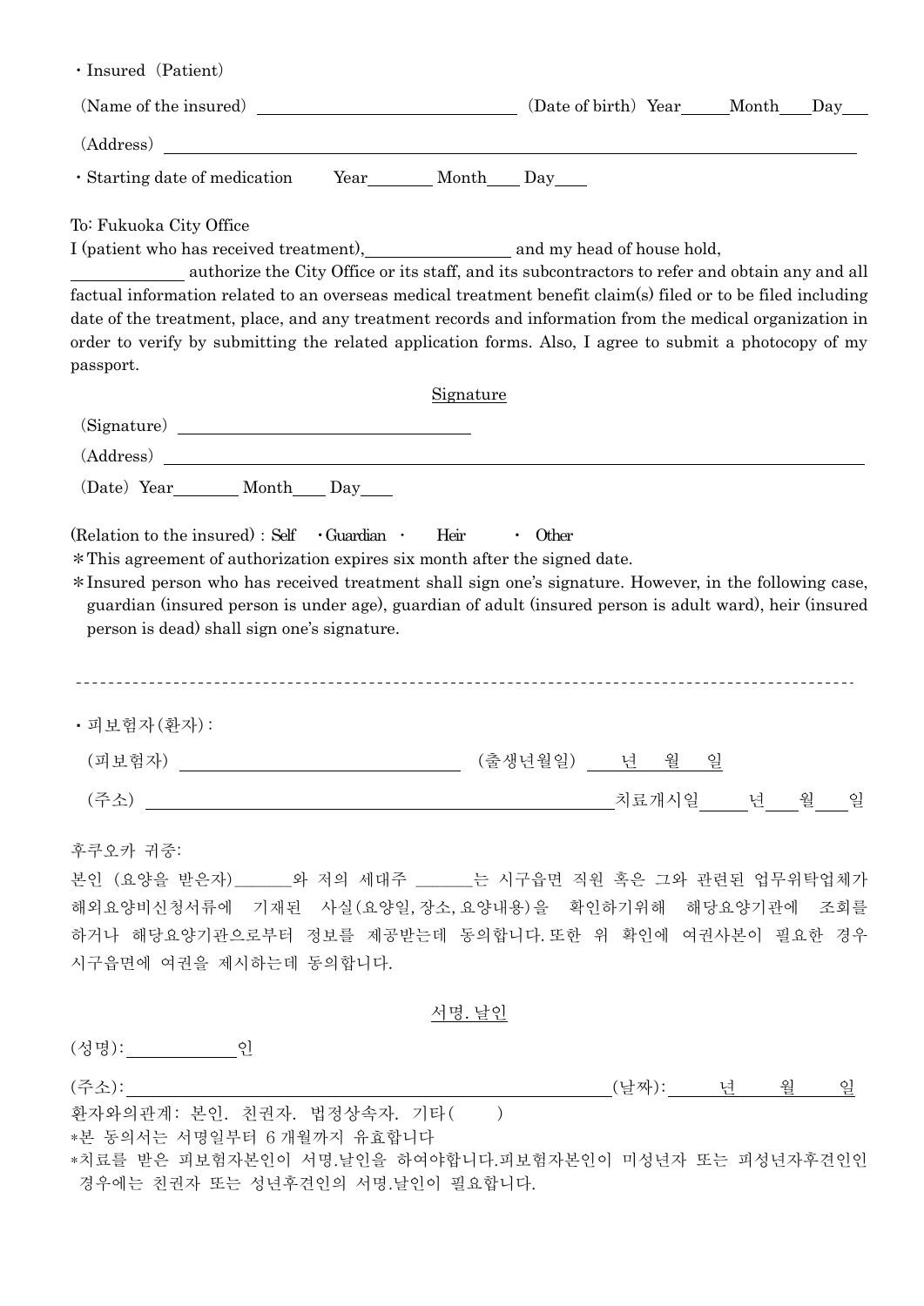・Insured（Patient）

（Name of the insured） ______________________ （Date of birth）Year_____Month____Day___

（Address） ________________________________________________

・Starting date of medication　　Year________ Month____ Day____

To: Fukuoka City Office
I (patient who has received treatment),_________________ and my head of house hold, _____________ authorize the City Office or its staff, and its subcontractors to refer and obtain any and all factual information related to an overseas medical treatment benefit claim(s) filed or to be filed including date of the treatment, place, and any treatment records and information from the medical organization in order to verify by submitting the related application forms. Also, I agree to submit a photocopy of my passport.

Signature

（Signature） ______________________

（Address） ________________________________________________

（Date）Year________ Month____ Day____

(Relation to the insured) : Self　・Guardian ・　Heir　・ Other
＊This agreement of authorization expires six month after the signed date.
＊Insured person who has received treatment shall sign one's signature. However, in the following case, guardian (insured person is under age), guardian of adult (insured person is adult ward), heir (insured person is dead) shall sign one's signature.

---

・피보험자(환자)：

(피보험자) ______________________ (출생년월일) ___년___월___일

(주소) ________________________________________치료개시일_____년___월___일

후쿠오카 귀중:
본인 (요양을 받은자)_______와 저의 세대주 _______는 시구읍면 직원 혹은 그와 관련된 업무위탁업체가 해외요양비신청서류에 기재된 사실(요양일, 장소, 요양내용)을 확인하기위해 해당요양기관에 조회를 하거나 해당요양기관으로부터 정보를 제공받는데 동의합니다. 또한 위 확인에 여권사본이 필요한 경우 시구읍면에 여권을 제시하는데 동의합니다.

서명. 날인

(성명):_____________인

(주소):________________________________________(날짜):_____년_____월_____일

환자와의관계: 본인. 친권자. 법정상속자. 기타(　　)
*본 동의서는 서명일부터 6 개월까지 유효합니다
*치료를 받은 피보험자본인이 서명.날인을 하여야합니다.피보험자본인이 미성년자 또는 피성년자후견인인 경우에는 친권자 또는 성년후견인의 서명.날인이 필요합니다.